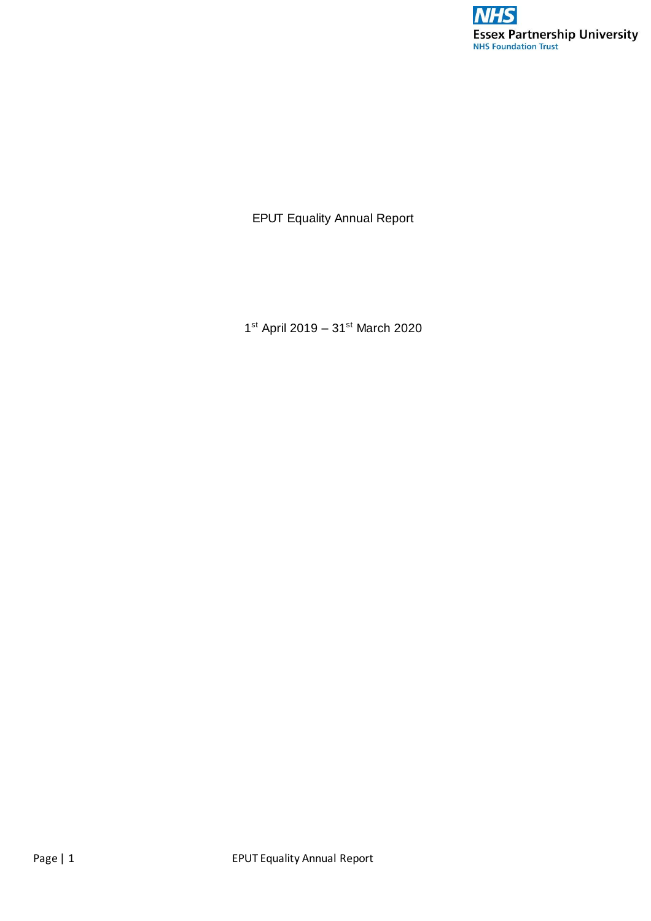# EPUT Equality Annual Report

1st April 2019 – 31st March 2020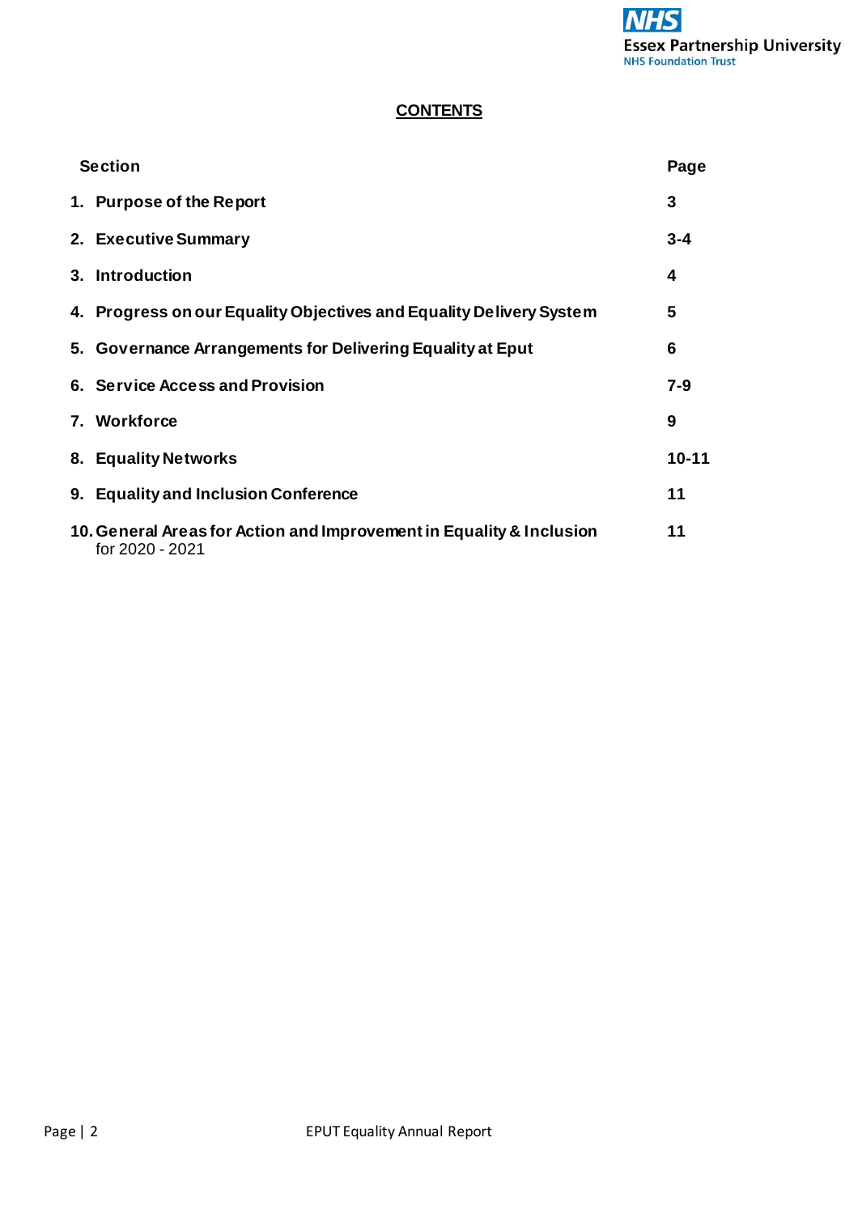## CONTENTS

| Section | Page |
|---|---|
| **1. Purpose of the Report** | **3** |
| **2. Executive Summary** | **3-4** |
| **3. Introduction** | **4** |
| **4. Progress on our Equality Objectives and Equality Delivery System** | **5** |
| **5. Governance Arrangements for Delivering Equality at Eput** | **6** |
| **6. Service Access and Provision** | **7-9** |
| **7. Workforce** | **9** |
| **8. Equality Networks** | **10-11** |
| **9. Equality and Inclusion Conference** | **11** |
| **10. General Areas for Action and Improvement in Equality & Inclusion** for 2020 - 2021 | **11** |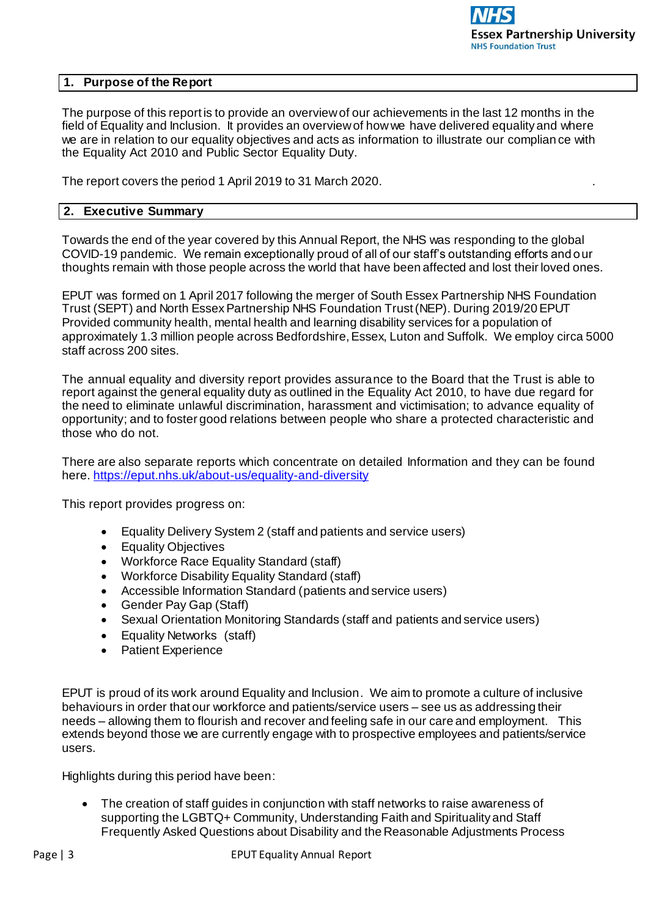## 1. Purpose of the Report

The purpose of this report is to provide an overview of our achievements in the last 12 months in the field of Equality and Inclusion. It provides an overview of how we have delivered equality and where we are in relation to our equality objectives and acts as information to illustrate our compliance with the Equality Act 2010 and Public Sector Equality Duty.

The report covers the period 1 April 2019 to 31 March 2020.

## 2. Executive Summary

Towards the end of the year covered by this Annual Report, the NHS was responding to the global COVID-19 pandemic. We remain exceptionally proud of all of our staff's outstanding efforts and our thoughts remain with those people across the world that have been affected and lost their loved ones.

EPUT was formed on 1 April 2017 following the merger of South Essex Partnership NHS Foundation Trust (SEPT) and North Essex Partnership NHS Foundation Trust (NEP). During 2019/20 EPUT Provided community health, mental health and learning disability services for a population of approximately 1.3 million people across Bedfordshire, Essex, Luton and Suffolk. We employ circa 5000 staff across 200 sites.

The annual equality and diversity report provides assurance to the Board that the Trust is able to report against the general equality duty as outlined in the Equality Act 2010, to have due regard for the need to eliminate unlawful discrimination, harassment and victimisation; to advance equality of opportunity; and to foster good relations between people who share a protected characteristic and those who do not.

There are also separate reports which concentrate on detailed Information and they can be found here. https://eput.nhs.uk/about-us/equality-and-diversity

This report provides progress on:

- Equality Delivery System 2 (staff and patients and service users)
- Equality Objectives
- Workforce Race Equality Standard (staff)
- Workforce Disability Equality Standard (staff)
- Accessible Information Standard (patients and service users)
- Gender Pay Gap (Staff)
- Sexual Orientation Monitoring Standards (staff and patients and service users)
- Equality Networks (staff)
- Patient Experience

EPUT is proud of its work around Equality and Inclusion. We aim to promote a culture of inclusive behaviours in order that our workforce and patients/service users – see us as addressing their needs – allowing them to flourish and recover and feeling safe in our care and employment. This extends beyond those we are currently engage with to prospective employees and patients/service users.

Highlights during this period have been:

- The creation of staff guides in conjunction with staff networks to raise awareness of supporting the LGBTQ+ Community, Understanding Faith and Spirituality and Staff Frequently Asked Questions about Disability and the Reasonable Adjustments Process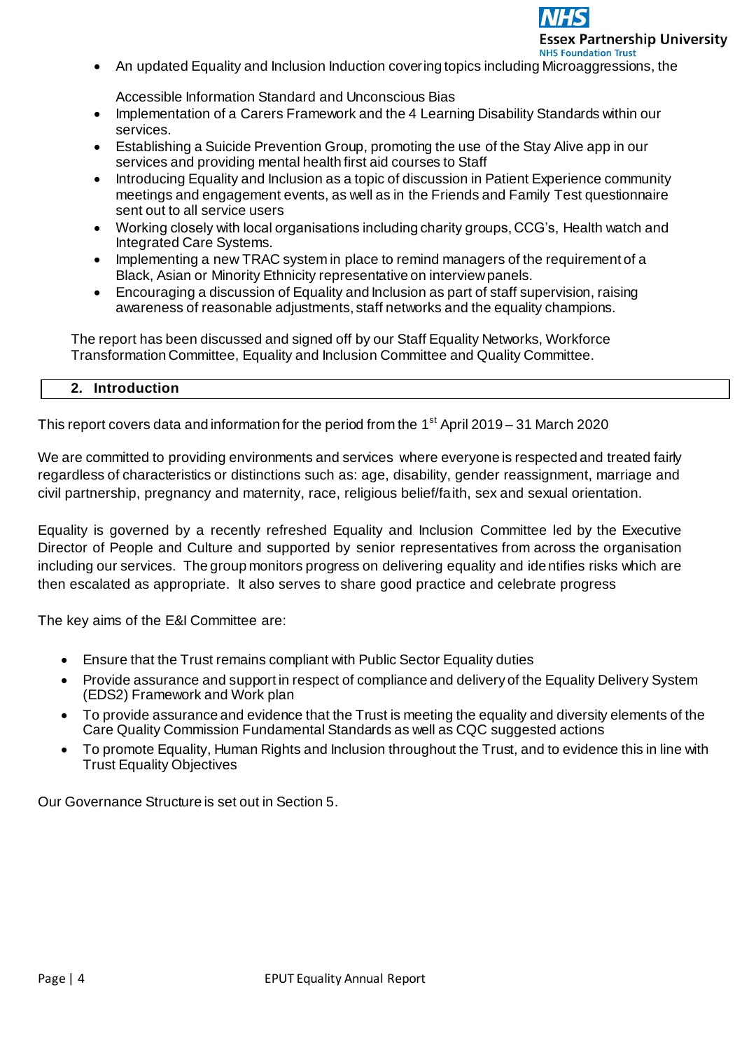- An updated Equality and Inclusion Induction covering topics including Microaggressions, the Accessible Information Standard and Unconscious Bias
- Implementation of a Carers Framework and the 4 Learning Disability Standards within our services.
- Establishing a Suicide Prevention Group, promoting the use of the Stay Alive app in our services and providing mental health first aid courses to Staff
- Introducing Equality and Inclusion as a topic of discussion in Patient Experience community meetings and engagement events, as well as in the Friends and Family Test questionnaire sent out to all service users
- Working closely with local organisations including charity groups, CCG's, Health watch and Integrated Care Systems.
- Implementing a new TRAC system in place to remind managers of the requirement of a Black, Asian or Minority Ethnicity representative on interview panels.
- Encouraging a discussion of Equality and Inclusion as part of staff supervision, raising awareness of reasonable adjustments, staff networks and the equality champions.

The report has been discussed and signed off by our Staff Equality Networks, Workforce Transformation Committee, Equality and Inclusion Committee and Quality Committee.

## 2. Introduction

This report covers data and information for the period from the 1st April 2019 – 31 March 2020

We are committed to providing environments and services where everyone is respected and treated fairly regardless of characteristics or distinctions such as: age, disability, gender reassignment, marriage and civil partnership, pregnancy and maternity, race, religious belief/faith, sex and sexual orientation.

Equality is governed by a recently refreshed Equality and Inclusion Committee led by the Executive Director of People and Culture and supported by senior representatives from across the organisation including our services. The group monitors progress on delivering equality and identifies risks which are then escalated as appropriate. It also serves to share good practice and celebrate progress

The key aims of the E&I Committee are:

- Ensure that the Trust remains compliant with Public Sector Equality duties
- Provide assurance and support in respect of compliance and delivery of the Equality Delivery System (EDS2) Framework and Work plan
- To provide assurance and evidence that the Trust is meeting the equality and diversity elements of the Care Quality Commission Fundamental Standards as well as CQC suggested actions
- To promote Equality, Human Rights and Inclusion throughout the Trust, and to evidence this in line with Trust Equality Objectives

Our Governance Structure is set out in Section 5.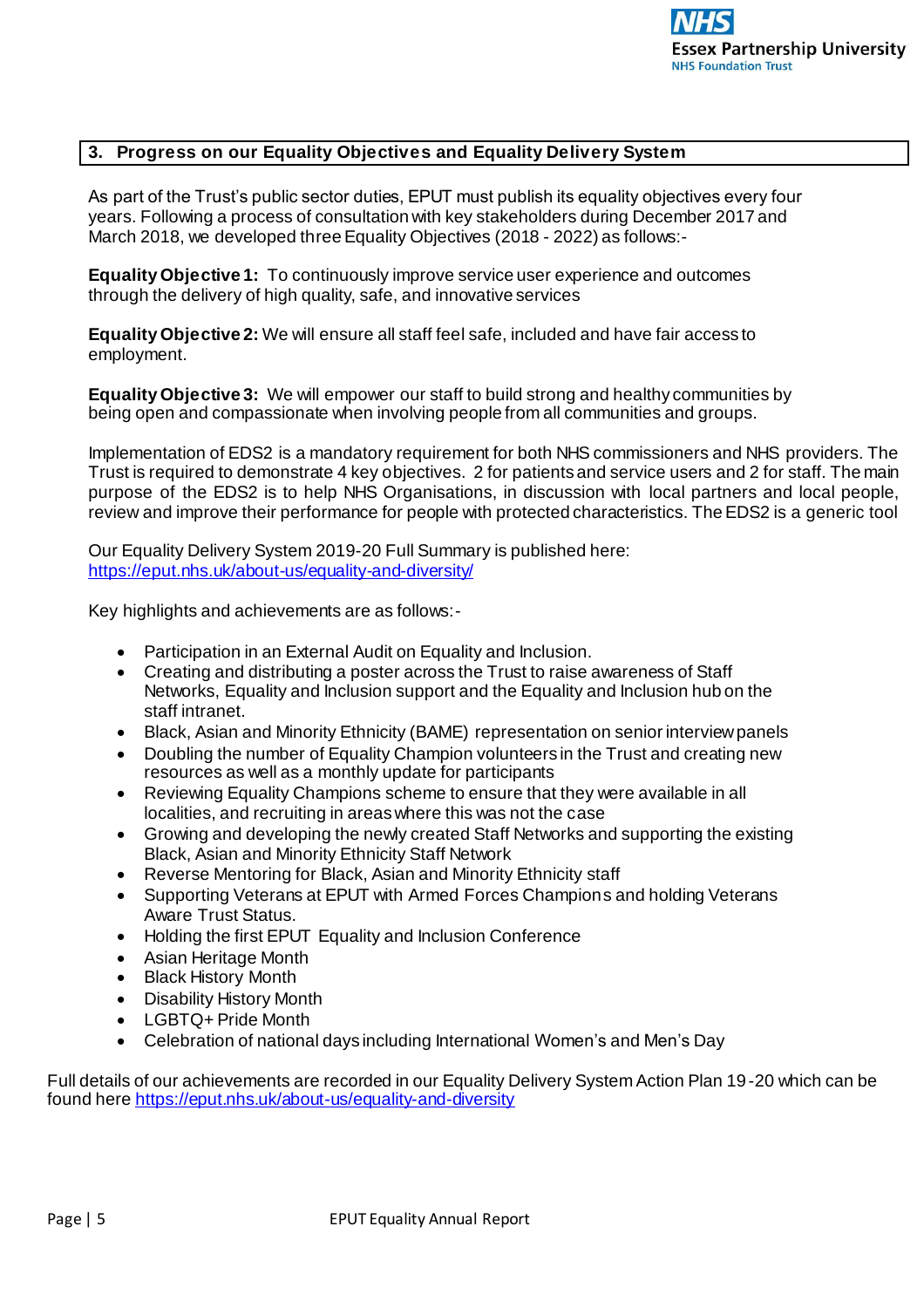## 3. Progress on our Equality Objectives and Equality Delivery System

As part of the Trust's public sector duties, EPUT must publish its equality objectives every four years. Following a process of consultation with key stakeholders during December 2017 and March 2018, we developed three Equality Objectives (2018 - 2022) as follows:-

**Equality Objective 1:** To continuously improve service user experience and outcomes through the delivery of high quality, safe, and innovative services

**Equality Objective 2:** We will ensure all staff feel safe, included and have fair access to employment.

**Equality Objective 3:** We will empower our staff to build strong and healthy communities by being open and compassionate when involving people from all communities and groups.

Implementation of EDS2 is a mandatory requirement for both NHS commissioners and NHS providers. The Trust is required to demonstrate 4 key objectives. 2 for patients and service users and 2 for staff. The main purpose of the EDS2 is to help NHS Organisations, in discussion with local partners and local people, review and improve their performance for people with protected characteristics. The EDS2 is a generic tool

Our Equality Delivery System 2019-20 Full Summary is published here: https://eput.nhs.uk/about-us/equality-and-diversity/

Key highlights and achievements are as follows:-

- Participation in an External Audit on Equality and Inclusion.
- Creating and distributing a poster across the Trust to raise awareness of Staff Networks, Equality and Inclusion support and the Equality and Inclusion hub on the staff intranet.
- Black, Asian and Minority Ethnicity (BAME) representation on senior interview panels
- Doubling the number of Equality Champion volunteers in the Trust and creating new resources as well as a monthly update for participants
- Reviewing Equality Champions scheme to ensure that they were available in all localities, and recruiting in areas where this was not the case
- Growing and developing the newly created Staff Networks and supporting the existing Black, Asian and Minority Ethnicity Staff Network
- Reverse Mentoring for Black, Asian and Minority Ethnicity staff
- Supporting Veterans at EPUT with Armed Forces Champions and holding Veterans Aware Trust Status.
- Holding the first EPUT Equality and Inclusion Conference
- Asian Heritage Month
- Black History Month
- Disability History Month
- LGBTQ+ Pride Month
- Celebration of national days including International Women's and Men's Day

Full details of our achievements are recorded in our Equality Delivery System Action Plan 19-20 which can be found here https://eput.nhs.uk/about-us/equality-and-diversity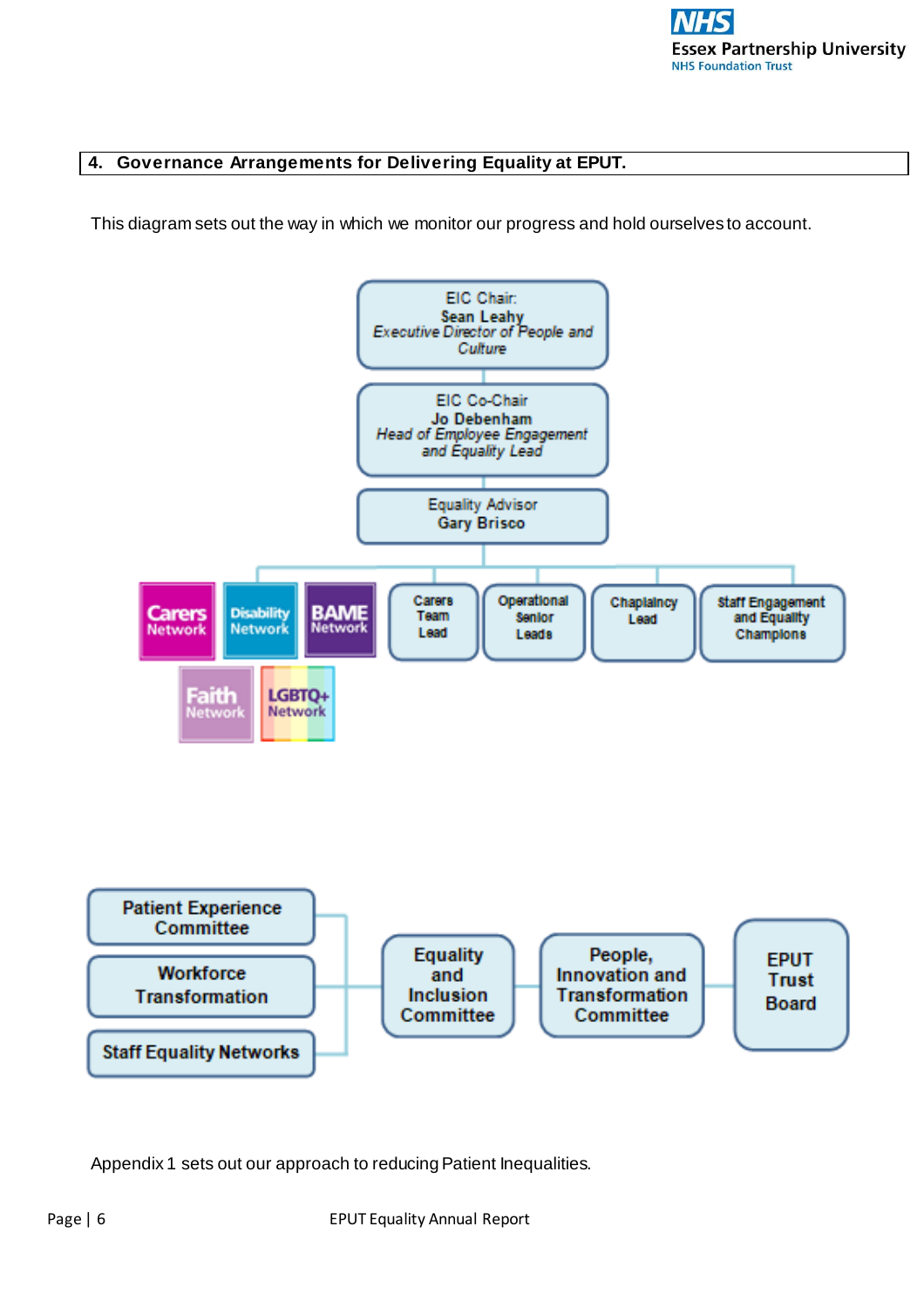## 4. Governance Arrangements for Delivering Equality at EPUT.

This diagram sets out the way in which we monitor our progress and hold ourselves to account.

EIC Chair:
**Sean Leahy**
*Executive Director of People and Culture*

EIC Co-Chair
**Jo Debenham**
*Head of Employee Engagement and Equality Lead*

Equality Advisor
**Gary Brisco**

- Carers Network
- Disability Network
- BAME Network
- Faith Network
- LGBTQ+ Network
- Carers Team Lead
- Operational Senior Leads
- Chaplaincy Lead
- Staff Engagement and Equality Champions

- Patient Experience Committee
- Workforce Transformation
- Staff Equality Networks

→ Equality and Inclusion Committee → People, Innovation and Transformation Committee → EPUT Trust Board

Appendix 1 sets out our approach to reducing Patient Inequalities.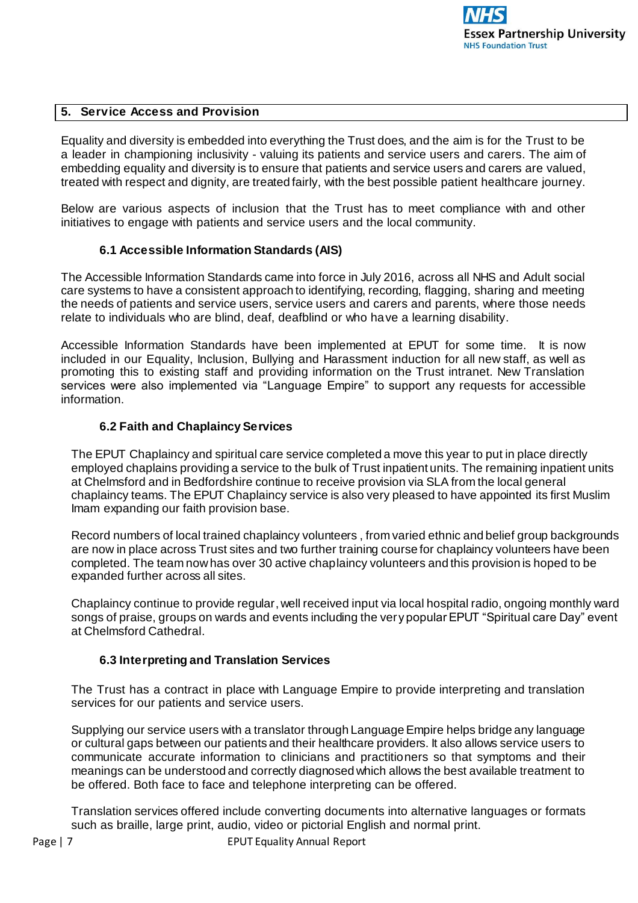## 5. Service Access and Provision

Equality and diversity is embedded into everything the Trust does, and the aim is for the Trust to be a leader in championing inclusivity - valuing its patients and service users and carers. The aim of embedding equality and diversity is to ensure that patients and service users and carers are valued, treated with respect and dignity, are treated fairly, with the best possible patient healthcare journey.

Below are various aspects of inclusion that the Trust has to meet compliance with and other initiatives to engage with patients and service users and the local community.

### 6.1 Accessible Information Standards (AIS)

The Accessible Information Standards came into force in July 2016, across all NHS and Adult social care systems to have a consistent approach to identifying, recording, flagging, sharing and meeting the needs of patients and service users, service users and carers and parents, where those needs relate to individuals who are blind, deaf, deafblind or who have a learning disability.

Accessible Information Standards have been implemented at EPUT for some time. It is now included in our Equality, Inclusion, Bullying and Harassment induction for all new staff, as well as promoting this to existing staff and providing information on the Trust intranet. New Translation services were also implemented via "Language Empire" to support any requests for accessible information.

### 6.2 Faith and Chaplaincy Services

The EPUT Chaplaincy and spiritual care service completed a move this year to put in place directly employed chaplains providing a service to the bulk of Trust inpatient units. The remaining inpatient units at Chelmsford and in Bedfordshire continue to receive provision via SLA from the local general chaplaincy teams. The EPUT Chaplaincy service is also very pleased to have appointed its first Muslim Imam expanding our faith provision base.

Record numbers of local trained chaplaincy volunteers , from varied ethnic and belief group backgrounds are now in place across Trust sites and two further training course for chaplaincy volunteers have been completed. The team now has over 30 active chaplaincy volunteers and this provision is hoped to be expanded further across all sites.

Chaplaincy continue to provide regular, well received input via local hospital radio, ongoing monthly ward songs of praise, groups on wards and events including the very popular EPUT "Spiritual care Day" event at Chelmsford Cathedral.

### 6.3 Interpreting and Translation Services

The Trust has a contract in place with Language Empire to provide interpreting and translation services for our patients and service users.

Supplying our service users with a translator through Language Empire helps bridge any language or cultural gaps between our patients and their healthcare providers. It also allows service users to communicate accurate information to clinicians and practitioners so that symptoms and their meanings can be understood and correctly diagnosed which allows the best available treatment to be offered. Both face to face and telephone interpreting can be offered.

Translation services offered include converting documents into alternative languages or formats such as braille, large print, audio, video or pictorial English and normal print.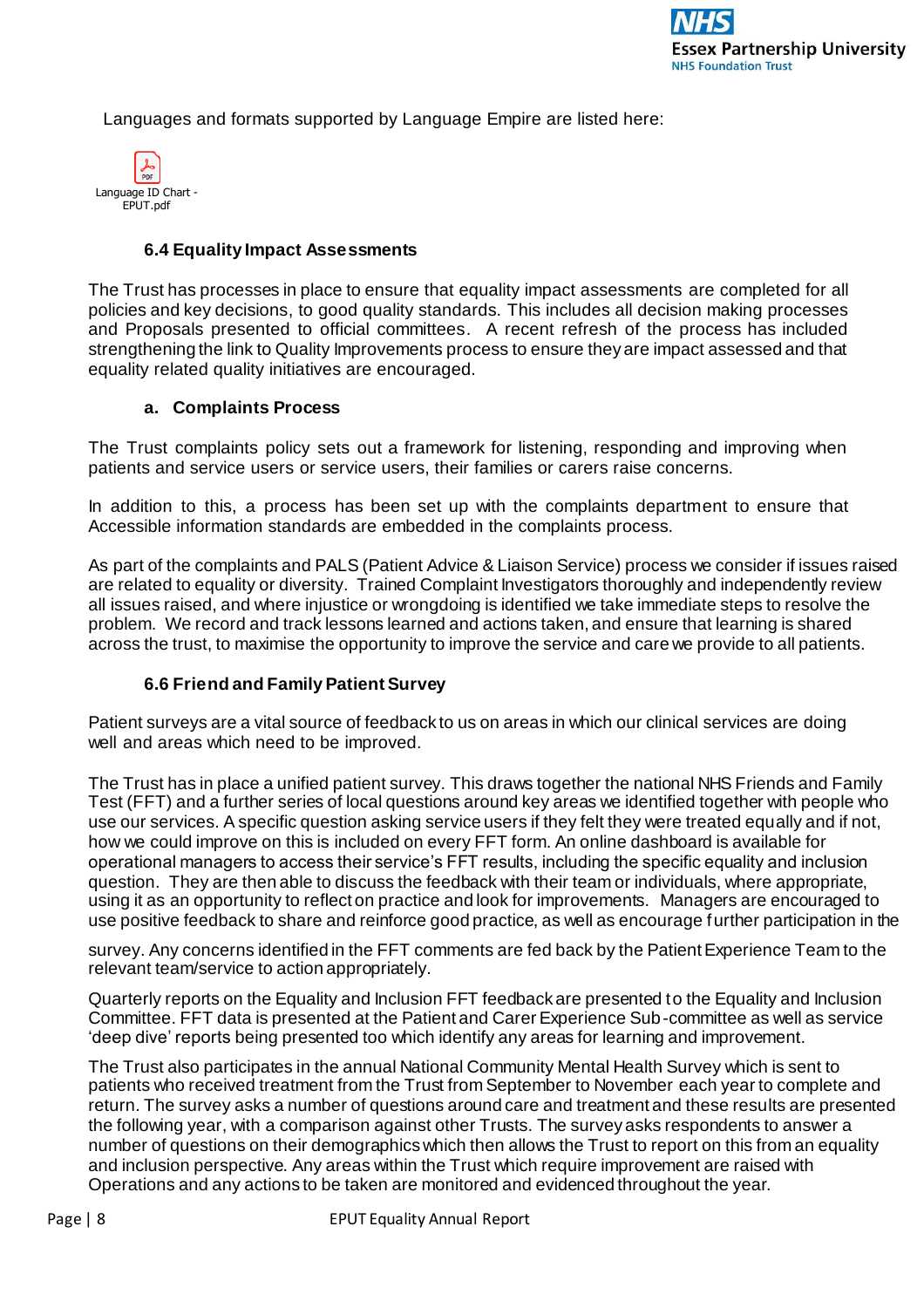Languages and formats supported by Language Empire are listed here:

Language ID Chart - EPUT.pdf

### 6.4 Equality Impact Assessments

The Trust has processes in place to ensure that equality impact assessments are completed for all policies and key decisions, to good quality standards. This includes all decision making processes and Proposals presented to official committees. A recent refresh of the process has included strengthening the link to Quality Improvements process to ensure they are impact assessed and that equality related quality initiatives are encouraged.

### a. Complaints Process

The Trust complaints policy sets out a framework for listening, responding and improving when patients and service users or service users, their families or carers raise concerns.

In addition to this, a process has been set up with the complaints department to ensure that Accessible information standards are embedded in the complaints process.

As part of the complaints and PALS (Patient Advice & Liaison Service) process we consider if issues raised are related to equality or diversity. Trained Complaint Investigators thoroughly and independently review all issues raised, and where injustice or wrongdoing is identified we take immediate steps to resolve the problem. We record and track lessons learned and actions taken, and ensure that learning is shared across the trust, to maximise the opportunity to improve the service and care we provide to all patients.

### 6.6 Friend and Family Patient Survey

Patient surveys are a vital source of feedback to us on areas in which our clinical services are doing well and areas which need to be improved.

The Trust has in place a unified patient survey. This draws together the national NHS Friends and Family Test (FFT) and a further series of local questions around key areas we identified together with people who use our services. A specific question asking service users if they felt they were treated equally and if not, how we could improve on this is included on every FFT form. An online dashboard is available for operational managers to access their service's FFT results, including the specific equality and inclusion question. They are then able to discuss the feedback with their team or individuals, where appropriate, using it as an opportunity to reflect on practice and look for improvements. Managers are encouraged to use positive feedback to share and reinforce good practice, as well as encourage further participation in the survey. Any concerns identified in the FFT comments are fed back by the Patient Experience Team to the relevant team/service to action appropriately.

Quarterly reports on the Equality and Inclusion FFT feedback are presented to the Equality and Inclusion Committee. FFT data is presented at the Patient and Carer Experience Sub-committee as well as service 'deep dive' reports being presented too which identify any areas for learning and improvement.

The Trust also participates in the annual National Community Mental Health Survey which is sent to patients who received treatment from the Trust from September to November each year to complete and return. The survey asks a number of questions around care and treatment and these results are presented the following year, with a comparison against other Trusts. The survey asks respondents to answer a number of questions on their demographics which then allows the Trust to report on this from an equality and inclusion perspective. Any areas within the Trust which require improvement are raised with Operations and any actions to be taken are monitored and evidenced throughout the year.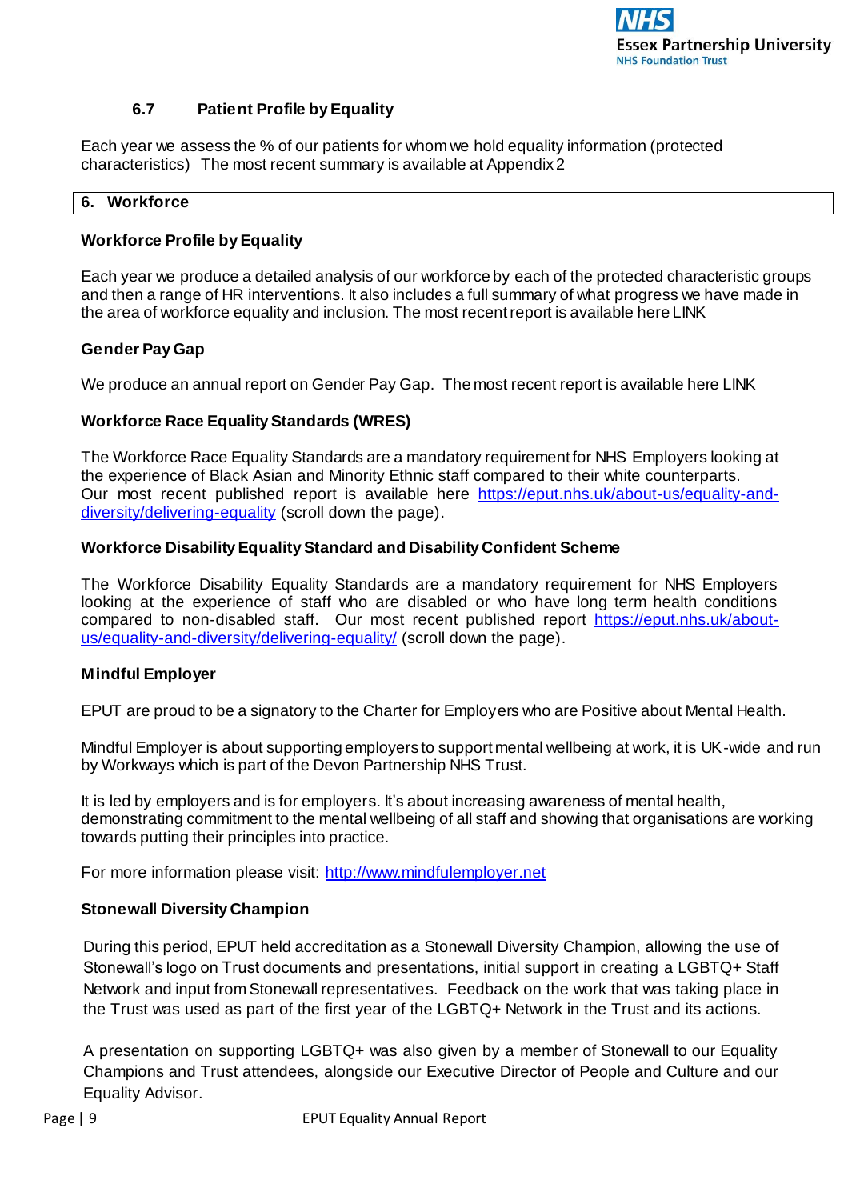### 6.7 Patient Profile by Equality

Each year we assess the % of our patients for whom we hold equality information (protected characteristics) The most recent summary is available at Appendix 2

## 6. Workforce

### Workforce Profile by Equality

Each year we produce a detailed analysis of our workforce by each of the protected characteristic groups and then a range of HR interventions. It also includes a full summary of what progress we have made in the area of workforce equality and inclusion. The most recent report is available here LINK

### Gender Pay Gap

We produce an annual report on Gender Pay Gap. The most recent report is available here LINK

### Workforce Race Equality Standards (WRES)

The Workforce Race Equality Standards are a mandatory requirement for NHS Employers looking at the experience of Black Asian and Minority Ethnic staff compared to their white counterparts. Our most recent published report is available here [https://eput.nhs.uk/about-us/equality-and-diversity/delivering-equality](https://eput.nhs.uk/about-us/equality-and-diversity/delivering-equality) (scroll down the page).

### Workforce Disability Equality Standard and Disability Confident Scheme

The Workforce Disability Equality Standards are a mandatory requirement for NHS Employers looking at the experience of staff who are disabled or who have long term health conditions compared to non-disabled staff. Our most recent published report [https://eput.nhs.uk/about-us/equality-and-diversity/delivering-equality/](https://eput.nhs.uk/about-us/equality-and-diversity/delivering-equality/) (scroll down the page).

### Mindful Employer

EPUT are proud to be a signatory to the Charter for Employers who are Positive about Mental Health.

Mindful Employer is about supporting employers to support mental wellbeing at work, it is UK-wide and run by Workways which is part of the Devon Partnership NHS Trust.

It is led by employers and is for employers. It's about increasing awareness of mental health, demonstrating commitment to the mental wellbeing of all staff and showing that organisations are working towards putting their principles into practice.

For more information please visit: [http://www.mindfulemployer.net](http://www.mindfulemployer.net)

### Stonewall Diversity Champion

During this period, EPUT held accreditation as a Stonewall Diversity Champion, allowing the use of Stonewall's logo on Trust documents and presentations, initial support in creating a LGBTQ+ Staff Network and input from Stonewall representatives. Feedback on the work that was taking place in the Trust was used as part of the first year of the LGBTQ+ Network in the Trust and its actions.

A presentation on supporting LGBTQ+ was also given by a member of Stonewall to our Equality Champions and Trust attendees, alongside our Executive Director of People and Culture and our Equality Advisor.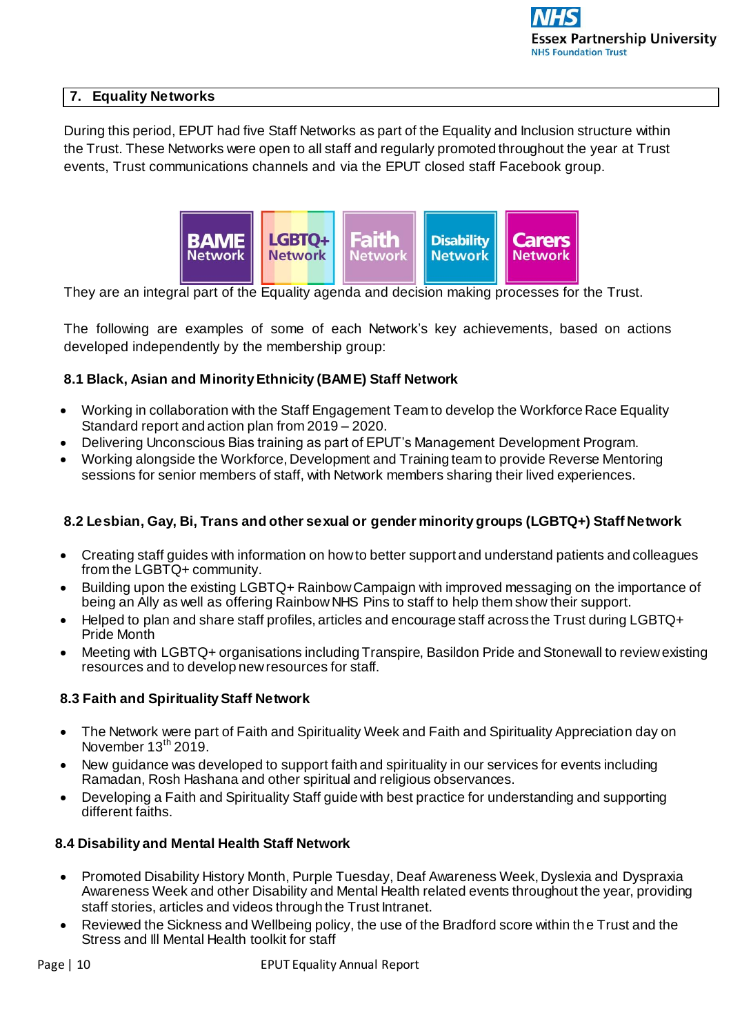## 7. Equality Networks

During this period, EPUT had five Staff Networks as part of the Equality and Inclusion structure within the Trust. These Networks were open to all staff and regularly promoted throughout the year at Trust events, Trust communications channels and via the EPUT closed staff Facebook group.

BAME Network | LGBTQ+ Network | Faith Network | Disability Network | Carers Network

They are an integral part of the Equality agenda and decision making processes for the Trust.

The following are examples of some of each Network's key achievements, based on actions developed independently by the membership group:

### 8.1 Black, Asian and Minority Ethnicity (BAME) Staff Network

- Working in collaboration with the Staff Engagement Team to develop the Workforce Race Equality Standard report and action plan from 2019 – 2020.
- Delivering Unconscious Bias training as part of EPUT's Management Development Program.
- Working alongside the Workforce, Development and Training team to provide Reverse Mentoring sessions for senior members of staff, with Network members sharing their lived experiences.

### 8.2 Lesbian, Gay, Bi, Trans and other sexual or gender minority groups (LGBTQ+) Staff Network

- Creating staff guides with information on how to better support and understand patients and colleagues from the LGBTQ+ community.
- Building upon the existing LGBTQ+ Rainbow Campaign with improved messaging on the importance of being an Ally as well as offering Rainbow NHS Pins to staff to help them show their support.
- Helped to plan and share staff profiles, articles and encourage staff across the Trust during LGBTQ+ Pride Month
- Meeting with LGBTQ+ organisations including Transpire, Basildon Pride and Stonewall to review existing resources and to develop new resources for staff.

### 8.3 Faith and Spirituality Staff Network

- The Network were part of Faith and Spirituality Week and Faith and Spirituality Appreciation day on November 13th 2019.
- New guidance was developed to support faith and spirituality in our services for events including Ramadan, Rosh Hashana and other spiritual and religious observances.
- Developing a Faith and Spirituality Staff guide with best practice for understanding and supporting different faiths.

### 8.4 Disability and Mental Health Staff Network

- Promoted Disability History Month, Purple Tuesday, Deaf Awareness Week, Dyslexia and Dyspraxia Awareness Week and other Disability and Mental Health related events throughout the year, providing staff stories, articles and videos through the Trust Intranet.
- Reviewed the Sickness and Wellbeing policy, the use of the Bradford score within the Trust and the Stress and Ill Mental Health toolkit for staff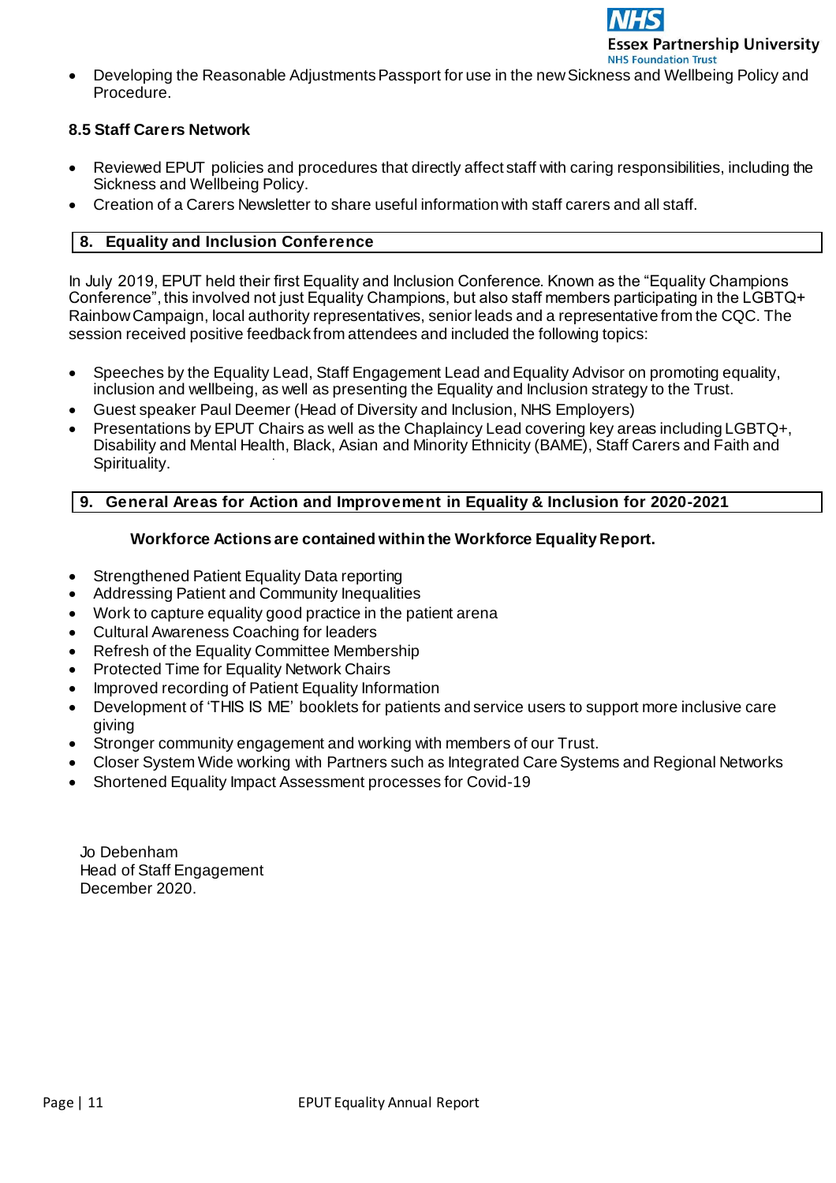- Developing the Reasonable Adjustments Passport for use in the new Sickness and Wellbeing Policy and Procedure.

### 8.5 Staff Carers Network

- Reviewed EPUT policies and procedures that directly affect staff with caring responsibilities, including the Sickness and Wellbeing Policy.
- Creation of a Carers Newsletter to share useful information with staff carers and all staff.

## 8. Equality and Inclusion Conference

In July 2019, EPUT held their first Equality and Inclusion Conference. Known as the "Equality Champions Conference", this involved not just Equality Champions, but also staff members participating in the LGBTQ+ Rainbow Campaign, local authority representatives, senior leads and a representative from the CQC. The session received positive feedback from attendees and included the following topics:

- Speeches by the Equality Lead, Staff Engagement Lead and Equality Advisor on promoting equality, inclusion and wellbeing, as well as presenting the Equality and Inclusion strategy to the Trust.
- Guest speaker Paul Deemer (Head of Diversity and Inclusion, NHS Employers)
- Presentations by EPUT Chairs as well as the Chaplaincy Lead covering key areas including LGBTQ+, Disability and Mental Health, Black, Asian and Minority Ethnicity (BAME), Staff Carers and Faith and Spirituality.

## 9. General Areas for Action and Improvement in Equality & Inclusion for 2020-2021

**Workforce Actions are contained within the Workforce Equality Report.**

- Strengthened Patient Equality Data reporting
- Addressing Patient and Community Inequalities
- Work to capture equality good practice in the patient arena
- Cultural Awareness Coaching for leaders
- Refresh of the Equality Committee Membership
- Protected Time for Equality Network Chairs
- Improved recording of Patient Equality Information
- Development of 'THIS IS ME' booklets for patients and service users to support more inclusive care giving
- Stronger community engagement and working with members of our Trust.
- Closer System Wide working with Partners such as Integrated Care Systems and Regional Networks
- Shortened Equality Impact Assessment processes for Covid-19

Jo Debenham
Head of Staff Engagement
December 2020.